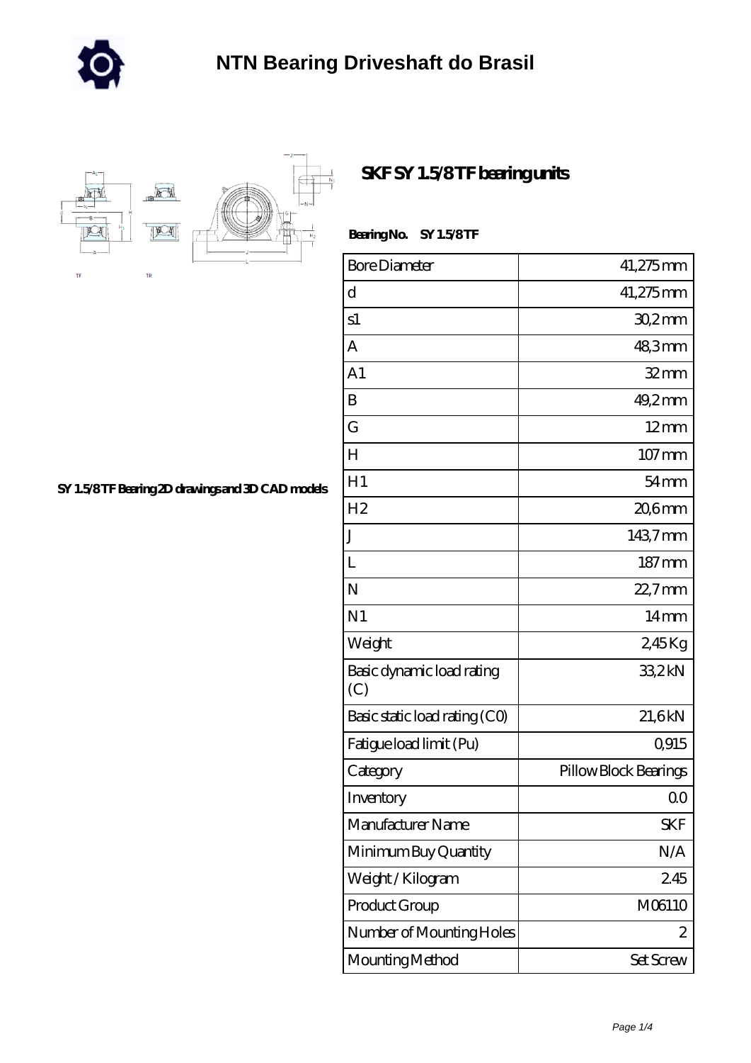# NTN Bearing Driveshaft do Brasil

## SKF SY 1.5/8 TF bearing units

SY 1.5/8 TF Bearing 2D drawings and 3D CAD models

**Bearing No.** SY 1.5/8 TF

| Bore Diameter | 41,275 mm |
|---|---|
| d | 41,275 mm |
| s1 | 30,2 mm |
| A | 48,3 mm |
| A1 | 32 mm |
| B | 49,2 mm |
| G | 12 mm |
| H | 107 mm |
| H1 | 54 mm |
| H2 | 20,6 mm |
| J | 143,7 mm |
| L | 187 mm |
| N | 22,7 mm |
| N1 | 14 mm |
| Weight | 2,45 Kg |
| Basic dynamic load rating (C) | 33,2 kN |
| Basic static load rating (C0) | 21,6 kN |
| Fatigue load limit (Pu) | 0,915 |
| Category | Pillow Block Bearings |
| Inventory | 0.0 |
| Manufacturer Name | SKF |
| Minimum Buy Quantity | N/A |
| Weight / Kilogram | 2.45 |
| Product Group | M06110 |
| Number of Mounting Holes | 2 |
| Mounting Method | Set Screw |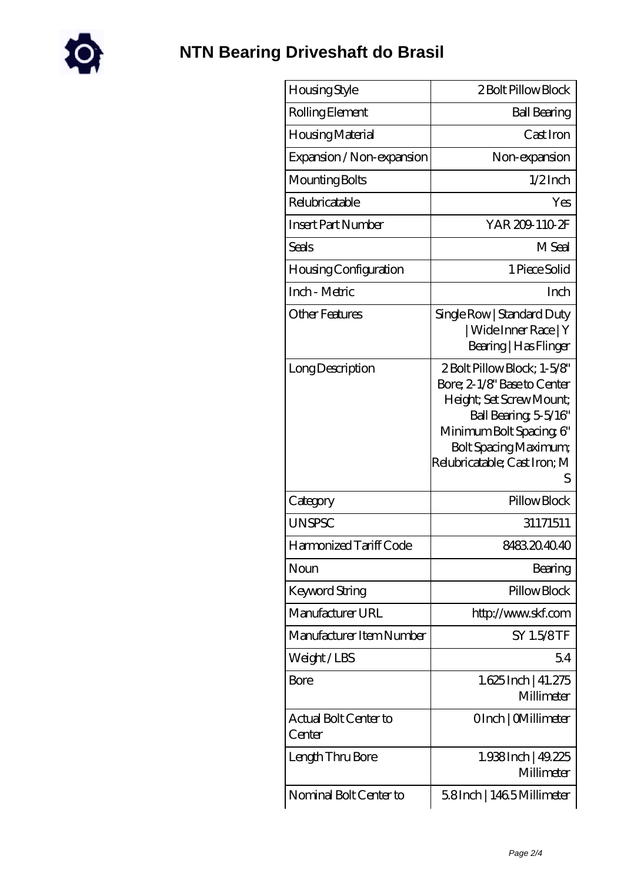# NTN Bearing Driveshaft do Brasil

| Housing Style | 2 Bolt Pillow Block |
|---|---|
| Rolling Element | Ball Bearing |
| Housing Material | Cast Iron |
| Expansion / Non-expansion | Non-expansion |
| Mounting Bolts | 1/2 Inch |
| Relubricatable | Yes |
| Insert Part Number | YAR 209-110-2F |
| Seals | M Seal |
| Housing Configuration | 1 Piece Solid |
| Inch - Metric | Inch |
| Other Features | Single Row \| Standard Duty \| Wide Inner Race \| Y Bearing \| Has Flinger |
| Long Description | 2 Bolt Pillow Block; 1-5/8" Bore; 2-1/8" Base to Center Height; Set Screw Mount; Ball Bearing; 5-5/16" Minimum Bolt Spacing; 6" Bolt Spacing Maximum; Relubricatable; Cast Iron; M S |
| Category | Pillow Block |
| UNSPSC | 31171511 |
| Harmonized Tariff Code | 8483.20.40.40 |
| Noun | Bearing |
| Keyword String | Pillow Block |
| Manufacturer URL | http://www.skf.com |
| Manufacturer Item Number | SY 1.5/8 TF |
| Weight / LBS | 5.4 |
| Bore | 1.625 Inch \| 41.275 Millimeter |
| Actual Bolt Center to Center | 0 Inch \| 0 Millimeter |
| Length Thru Bore | 1.938 Inch \| 49.225 Millimeter |
| Nominal Bolt Center to | 5.8 Inch \| 146.5 Millimeter |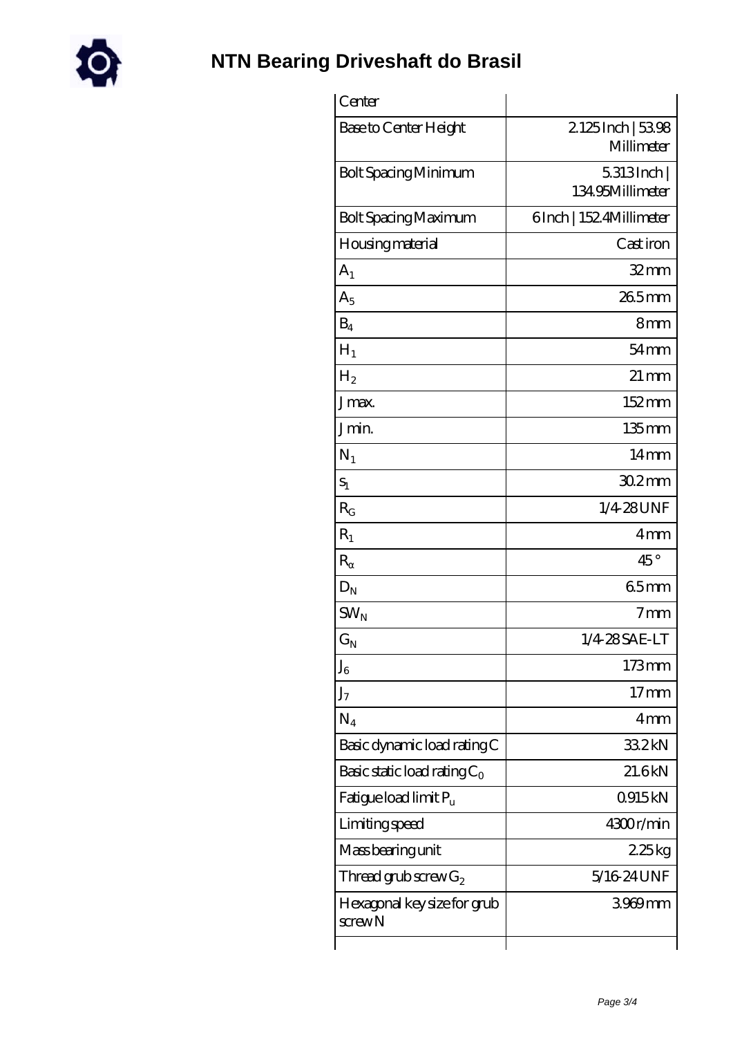# NTN Bearing Driveshaft do Brasil

| Center | |
|---|---|
| Base to Center Height | 2.125 Inch \| 53.98 Millimeter |
| Bolt Spacing Minimum | 5.313 Inch \| 134.95 Millimeter |
| Bolt Spacing Maximum | 6 Inch \| 152.4 Millimeter |
| Housing material | Cast iron |
| $A_1$ | 32 mm |
| $A_5$ | 26.5 mm |
| $B_4$ | 8 mm |
| $H_1$ | 54 mm |
| $H_2$ | 21 mm |
| J max. | 152 mm |
| J min. | 135 mm |
| $N_1$ | 14 mm |
| $S_1$ | 30.2 mm |
| $R_G$ | 1/4-28 UNF |
| $R_1$ | 4 mm |
| $R_\alpha$ | 45 ° |
| $D_N$ | 6.5 mm |
| $SW_N$ | 7 mm |
| $G_N$ | 1/4-28 SAE-LT |
| $J_6$ | 173 mm |
| $J_7$ | 17 mm |
| $N_4$ | 4 mm |
| Basic dynamic load rating C | 33.2 kN |
| Basic static load rating $C_0$ | 21.6 kN |
| Fatigue load limit $P_u$ | 0.915 kN |
| Limiting speed | 4300 r/min |
| Mass bearing unit | 2.25 kg |
| Thread grub screw $G_2$ | 5/16-24 UNF |
| Hexagonal key size for grub screw N | 3.969 mm |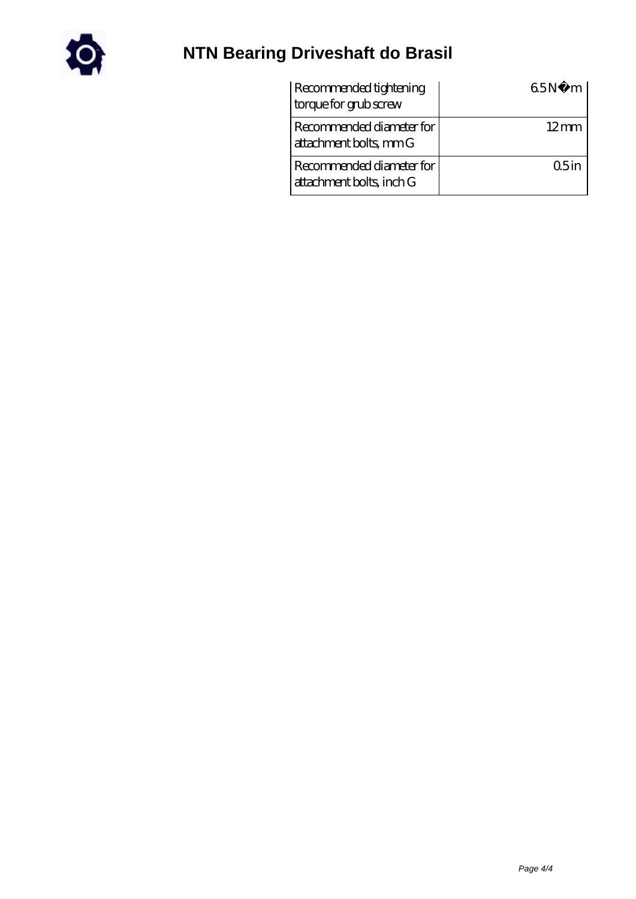# NTN Bearing Driveshaft do Brasil

| | |
|---|---|
| Recommended tightening torque for grub screw | 6.5 N�m |
| Recommended diameter for attachment bolts, mm G | 12 mm |
| Recommended diameter for attachment bolts, inch G | 0.5 in |